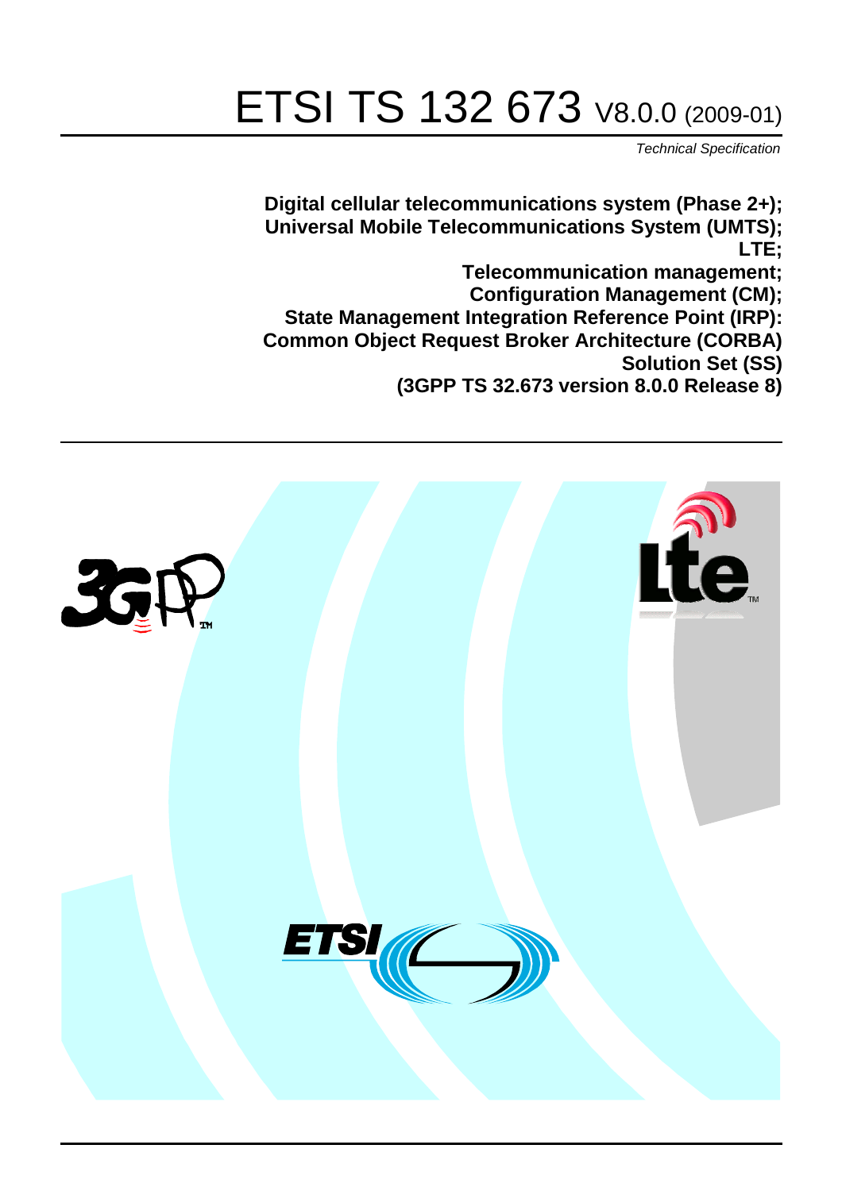# ETSI TS 132 673 V8.0.0 (2009-01)

*Technical Specification*

**Digital cellular telecommunications system (Phase 2+); Universal Mobile Telecommunications System (UMTS); LTE; Telecommunication management; Configuration Management (CM); State Management Integration Reference Point (IRP): Common Object Request Broker Architecture (CORBA) Solution Set (SS) (3GPP TS 32.673 version 8.0.0 Release 8)**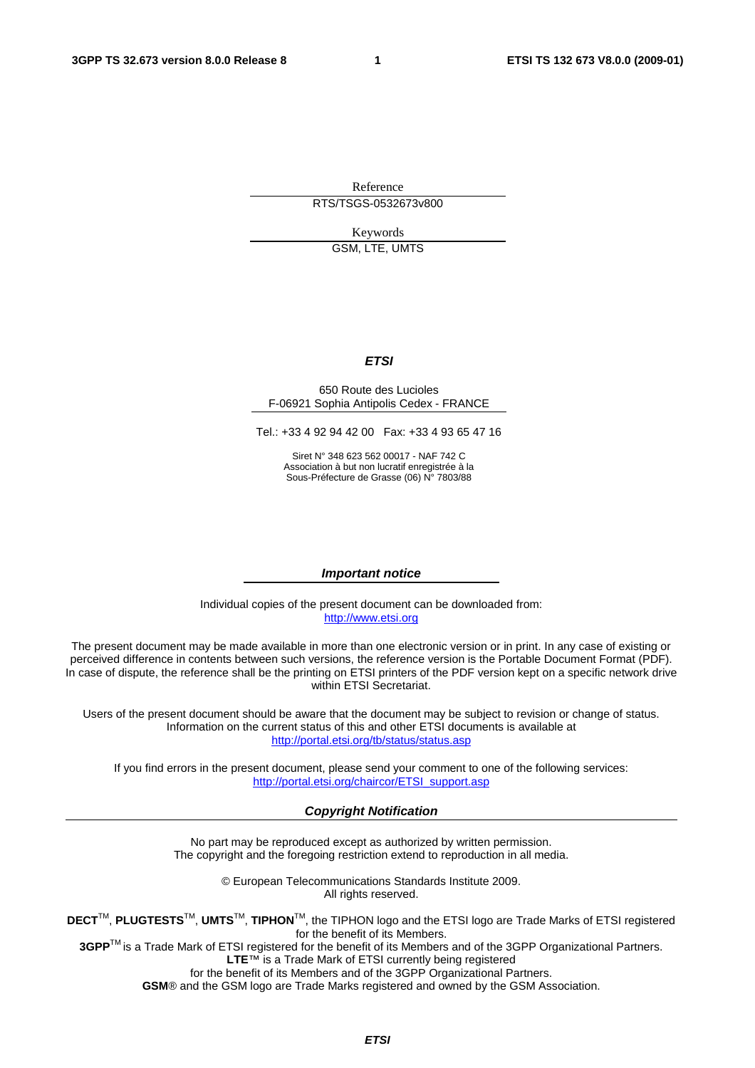Reference

RTS/TSGS-0532673v800

Keywords

GSM, LTE, UMTS

***ETSI***

650 Route des Lucioles
F-06921 Sophia Antipolis Cedex - FRANCE

Tel.: +33 4 92 94 42 00 Fax: +33 4 93 65 47 16

Siret N° 348 623 562 00017 - NAF 742 C
Association à but non lucratif enregistrée à la
Sous-Préfecture de Grasse (06) N° 7803/88

***Important notice***

Individual copies of the present document can be downloaded from:
http://www.etsi.org

The present document may be made available in more than one electronic version or in print. In any case of existing or perceived difference in contents between such versions, the reference version is the Portable Document Format (PDF). In case of dispute, the reference shall be the printing on ETSI printers of the PDF version kept on a specific network drive within ETSI Secretariat.

Users of the present document should be aware that the document may be subject to revision or change of status. Information on the current status of this and other ETSI documents is available at
http://portal.etsi.org/tb/status/status.asp

If you find errors in the present document, please send your comment to one of the following services:
http://portal.etsi.org/chaircor/ETSI_support.asp

***Copyright Notification***

No part may be reproduced except as authorized by written permission.
The copyright and the foregoing restriction extend to reproduction in all media.

© European Telecommunications Standards Institute 2009.
All rights reserved.

**DECT**™, **PLUGTESTS**™, **UMTS**™, **TIPHON**™, the TIPHON logo and the ETSI logo are Trade Marks of ETSI registered for the benefit of its Members.
**3GPP**™ is a Trade Mark of ETSI registered for the benefit of its Members and of the 3GPP Organizational Partners.
**LTE**™ is a Trade Mark of ETSI currently being registered
for the benefit of its Members and of the 3GPP Organizational Partners.
**GSM**® and the GSM logo are Trade Marks registered and owned by the GSM Association.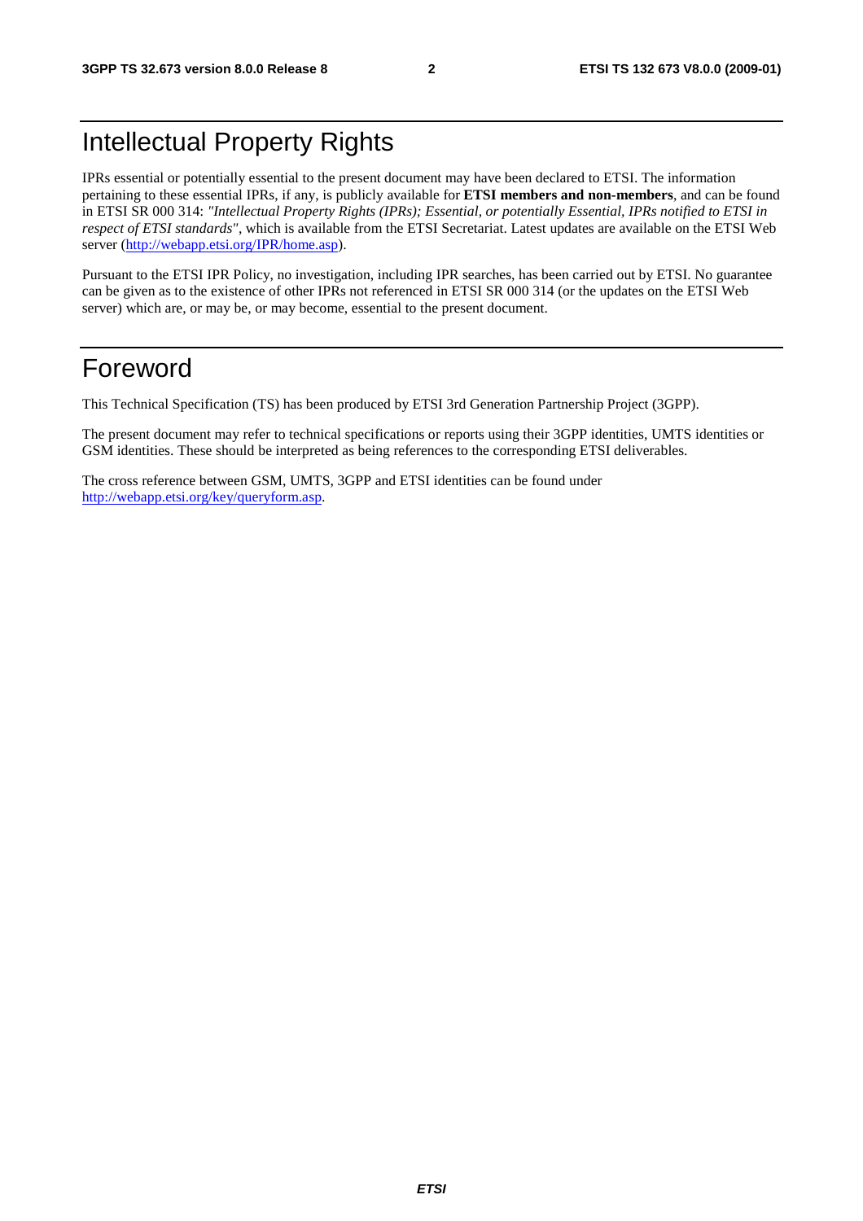# Intellectual Property Rights

IPRs essential or potentially essential to the present document may have been declared to ETSI. The information pertaining to these essential IPRs, if any, is publicly available for **ETSI members and non-members**, and can be found in ETSI SR 000 314: *"Intellectual Property Rights (IPRs); Essential, or potentially Essential, IPRs notified to ETSI in respect of ETSI standards"*, which is available from the ETSI Secretariat. Latest updates are available on the ETSI Web server (http://webapp.etsi.org/IPR/home.asp).

Pursuant to the ETSI IPR Policy, no investigation, including IPR searches, has been carried out by ETSI. No guarantee can be given as to the existence of other IPRs not referenced in ETSI SR 000 314 (or the updates on the ETSI Web server) which are, or may be, or may become, essential to the present document.

# Foreword

This Technical Specification (TS) has been produced by ETSI 3rd Generation Partnership Project (3GPP).

The present document may refer to technical specifications or reports using their 3GPP identities, UMTS identities or GSM identities. These should be interpreted as being references to the corresponding ETSI deliverables.

The cross reference between GSM, UMTS, 3GPP and ETSI identities can be found under http://webapp.etsi.org/key/queryform.asp.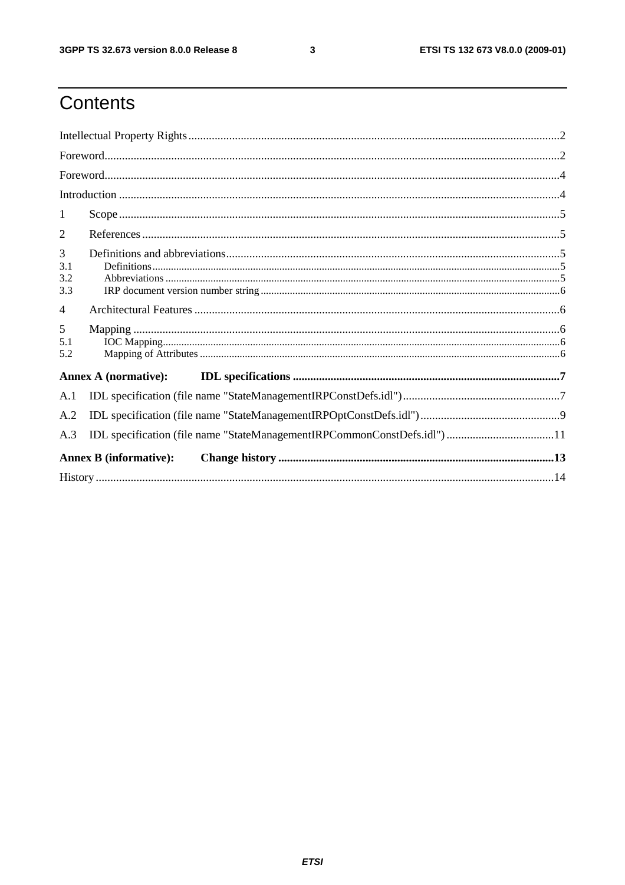# Contents

Intellectual Property Rights..............................................................................................................................2

Foreword...........................................................................................................................................................2

Foreword...........................................................................................................................................................4

Introduction ......................................................................................................................................................4

1 Scope ......................................................................................................................................................5

2 References ...............................................................................................................................................5

3 Definitions and abbreviations..................................................................................................................5

3.1 Definitions.........................................................................................................................................................5

3.2 Abbreviations ....................................................................................................................................................5

3.3 IRP document version number string ................................................................................................................6

4 Architectural Features .............................................................................................................................6

5 Mapping ..................................................................................................................................................6

5.1 IOC Mapping.....................................................................................................................................................6

5.2 Mapping of Attributes .......................................................................................................................................6

**Annex A (normative): IDL specifications ...........................................................................................7**

A.1 IDL specification (file name "StateManagementIRPConstDefs.idl") ......................................................7

A.2 IDL specification (file name "StateManagementIRPOptConstDefs.idl") ................................................9

A.3 IDL specification (file name "StateManagementIRPCommonConstDefs.idl") .....................................11

**Annex B (informative): Change history ..............................................................................................13**

History ............................................................................................................................................................14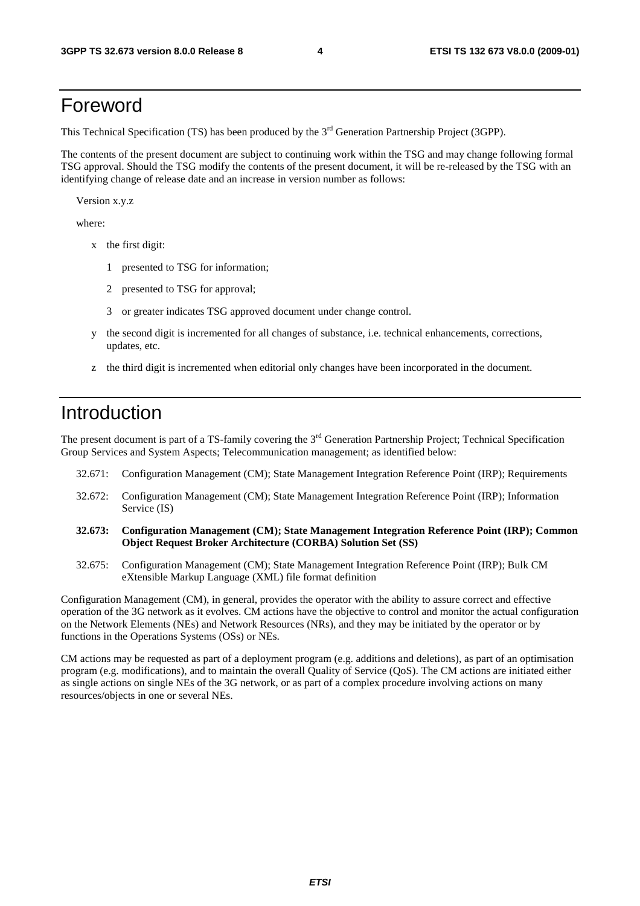# Foreword

This Technical Specification (TS) has been produced by the 3rd Generation Partnership Project (3GPP).

The contents of the present document are subject to continuing work within the TSG and may change following formal TSG approval. Should the TSG modify the contents of the present document, it will be re-released by the TSG with an identifying change of release date and an increase in version number as follows:

Version x.y.z

where:

- x the first digit:
  - 1 presented to TSG for information;
  - 2 presented to TSG for approval;
  - 3 or greater indicates TSG approved document under change control.
- y the second digit is incremented for all changes of substance, i.e. technical enhancements, corrections, updates, etc.
- z the third digit is incremented when editorial only changes have been incorporated in the document.

# Introduction

The present document is part of a TS-family covering the 3rd Generation Partnership Project; Technical Specification Group Services and System Aspects; Telecommunication management; as identified below:

32.671: Configuration Management (CM); State Management Integration Reference Point (IRP); Requirements

32.672: Configuration Management (CM); State Management Integration Reference Point (IRP); Information Service (IS)

**32.673: Configuration Management (CM); State Management Integration Reference Point (IRP); Common Object Request Broker Architecture (CORBA) Solution Set (SS)**

32.675: Configuration Management (CM); State Management Integration Reference Point (IRP); Bulk CM eXtensible Markup Language (XML) file format definition

Configuration Management (CM), in general, provides the operator with the ability to assure correct and effective operation of the 3G network as it evolves. CM actions have the objective to control and monitor the actual configuration on the Network Elements (NEs) and Network Resources (NRs), and they may be initiated by the operator or by functions in the Operations Systems (OSs) or NEs.

CM actions may be requested as part of a deployment program (e.g. additions and deletions), as part of an optimisation program (e.g. modifications), and to maintain the overall Quality of Service (QoS). The CM actions are initiated either as single actions on single NEs of the 3G network, or as part of a complex procedure involving actions on many resources/objects in one or several NEs.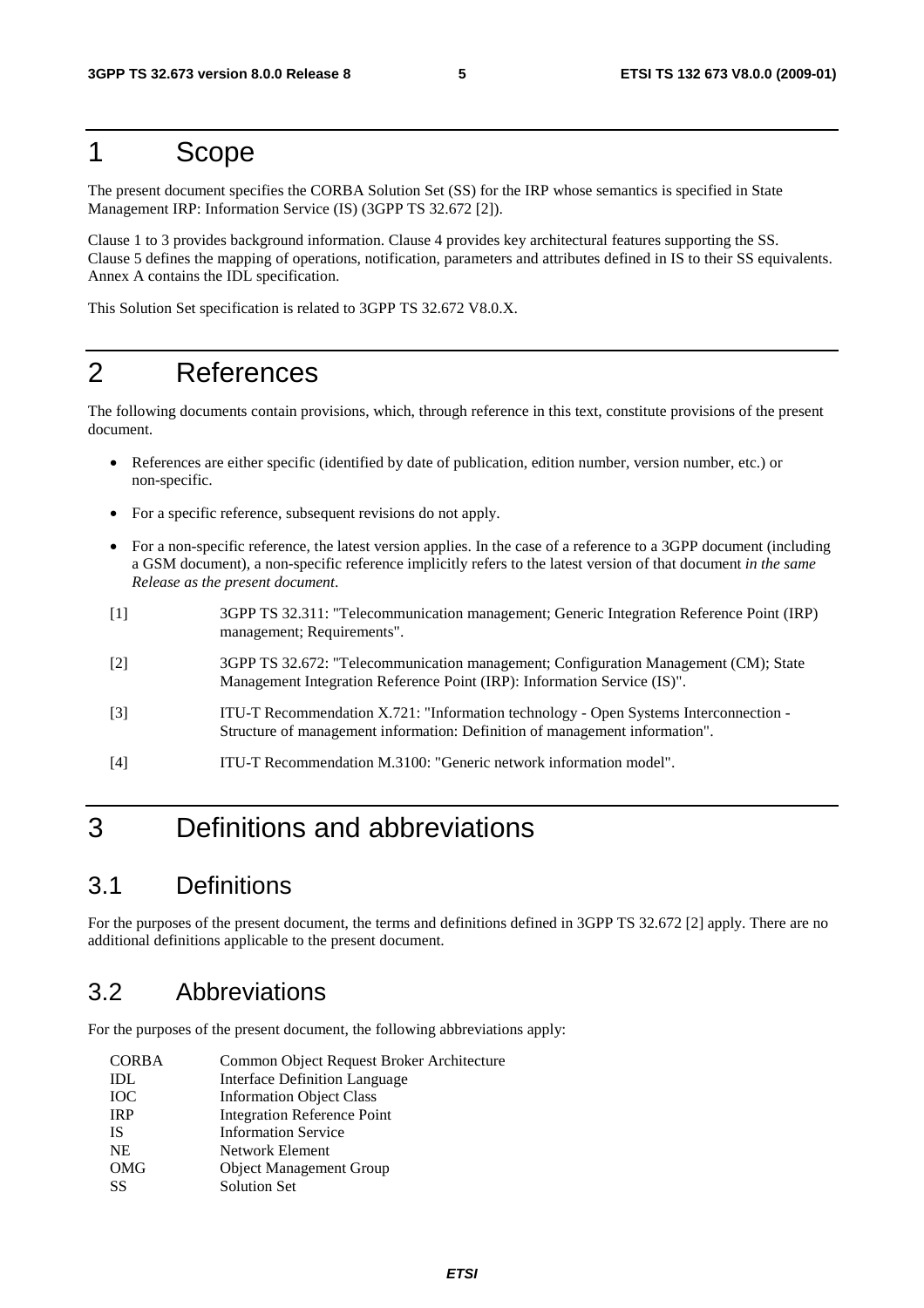# 1 Scope

The present document specifies the CORBA Solution Set (SS) for the IRP whose semantics is specified in State Management IRP: Information Service (IS) (3GPP TS 32.672 [2]).

Clause 1 to 3 provides background information. Clause 4 provides key architectural features supporting the SS. Clause 5 defines the mapping of operations, notification, parameters and attributes defined in IS to their SS equivalents. Annex A contains the IDL specification.

This Solution Set specification is related to 3GPP TS 32.672 V8.0.X.

# 2 References

The following documents contain provisions, which, through reference in this text, constitute provisions of the present document.

- References are either specific (identified by date of publication, edition number, version number, etc.) or non-specific.
- For a specific reference, subsequent revisions do not apply.
- For a non-specific reference, the latest version applies. In the case of a reference to a 3GPP document (including a GSM document), a non-specific reference implicitly refers to the latest version of that document *in the same Release as the present document*.

[1] 3GPP TS 32.311: "Telecommunication management; Generic Integration Reference Point (IRP) management; Requirements".

[2] 3GPP TS 32.672: "Telecommunication management; Configuration Management (CM); State Management Integration Reference Point (IRP): Information Service (IS)".

[3] ITU-T Recommendation X.721: "Information technology - Open Systems Interconnection - Structure of management information: Definition of management information".

[4] ITU-T Recommendation M.3100: "Generic network information model".

# 3 Definitions and abbreviations

## 3.1 Definitions

For the purposes of the present document, the terms and definitions defined in 3GPP TS 32.672 [2] apply. There are no additional definitions applicable to the present document.

## 3.2 Abbreviations

For the purposes of the present document, the following abbreviations apply:

CORBA Common Object Request Broker Architecture
IDL Interface Definition Language
IOC Information Object Class
IRP Integration Reference Point
IS Information Service
NE Network Element
OMG Object Management Group
SS Solution Set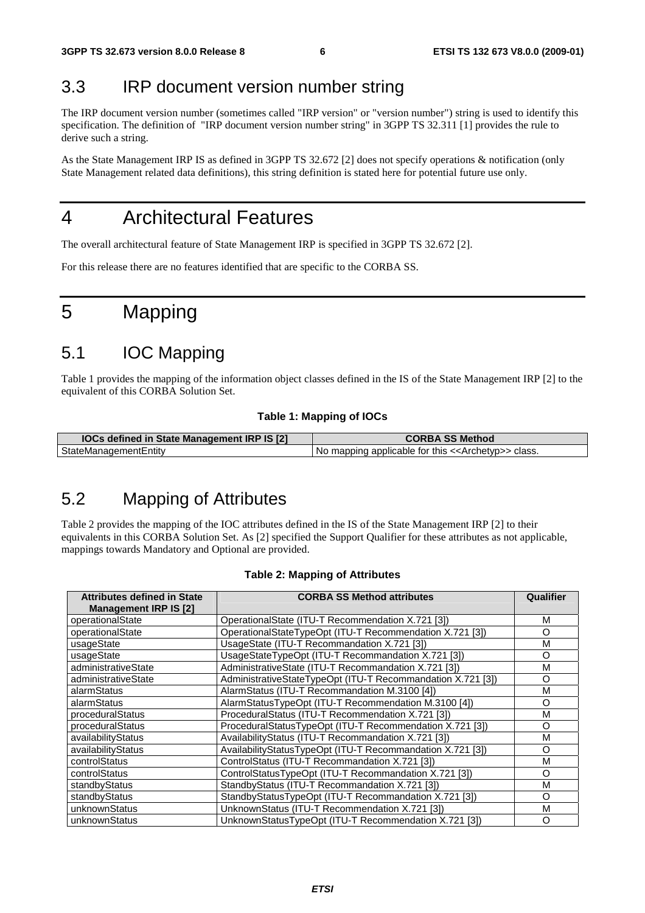## 3.3 IRP document version number string

The IRP document version number (sometimes called "IRP version" or "version number") string is used to identify this specification. The definition of "IRP document version number string" in 3GPP TS 32.311 [1] provides the rule to derive such a string.

As the State Management IRP IS as defined in 3GPP TS 32.672 [2] does not specify operations & notification (only State Management related data definitions), this string definition is stated here for potential future use only.

# 4 Architectural Features

The overall architectural feature of State Management IRP is specified in 3GPP TS 32.672 [2].

For this release there are no features identified that are specific to the CORBA SS.

# 5 Mapping

## 5.1 IOC Mapping

Table 1 provides the mapping of the information object classes defined in the IS of the State Management IRP [2] to the equivalent of this CORBA Solution Set.

**Table 1: Mapping of IOCs**

| IOCs defined in State Management IRP IS [2] | CORBA SS Method |
|---|---|
| StateManagementEntity | No mapping applicable for this <<Archetyp>> class. |

## 5.2 Mapping of Attributes

Table 2 provides the mapping of the IOC attributes defined in the IS of the State Management IRP [2] to their equivalents in this CORBA Solution Set. As [2] specified the Support Qualifier for these attributes as not applicable, mappings towards Mandatory and Optional are provided.

**Table 2: Mapping of Attributes**

| Attributes defined in State Management IRP IS [2] | CORBA SS Method attributes | Qualifier |
|---|---|---|
| operationalState | OperationalState (ITU-T Recommendation X.721 [3]) | M |
| operationalState | OperationalStateTypeOpt (ITU-T Recommendation X.721 [3]) | O |
| usageState | UsageState (ITU-T Recommandation X.721 [3]) | M |
| usageState | UsageStateTypeOpt (ITU-T Recommandation X.721 [3]) | O |
| administrativeState | AdministrativeState (ITU-T Recommandation X.721 [3]) | M |
| administrativeState | AdministrativeStateTypeOpt (ITU-T Recommandation X.721 [3]) | O |
| alarmStatus | AlarmStatus (ITU-T Recommandation M.3100 [4]) | M |
| alarmStatus | AlarmStatusTypeOpt (ITU-T Recommendation M.3100 [4]) | O |
| proceduralStatus | ProceduralStatus (ITU-T Recommendation X.721 [3]) | M |
| proceduralStatus | ProceduralStatusTypeOpt (ITU-T Recommendation X.721 [3]) | O |
| availabilityStatus | AvailabilityStatus (ITU-T Recommendation X.721 [3]) | M |
| availabilityStatus | AvailabilityStatusTypeOpt (ITU-T Recommandation X.721 [3]) | O |
| controlStatus | ControlStatus (ITU-T Recommandation X.721 [3]) | M |
| controlStatus | ControlStatusTypeOpt (ITU-T Recommandation X.721 [3]) | O |
| standbyStatus | StandbyStatus (ITU-T Recommandation X.721 [3]) | M |
| standbyStatus | StandbyStatusTypeOpt (ITU-T Recommandation X.721 [3]) | O |
| unknownStatus | UnknownStatus (ITU-T Recommendation X.721 [3]) | M |
| unknownStatus | UnknownStatusTypeOpt (ITU-T Recommendation X.721 [3]) | O |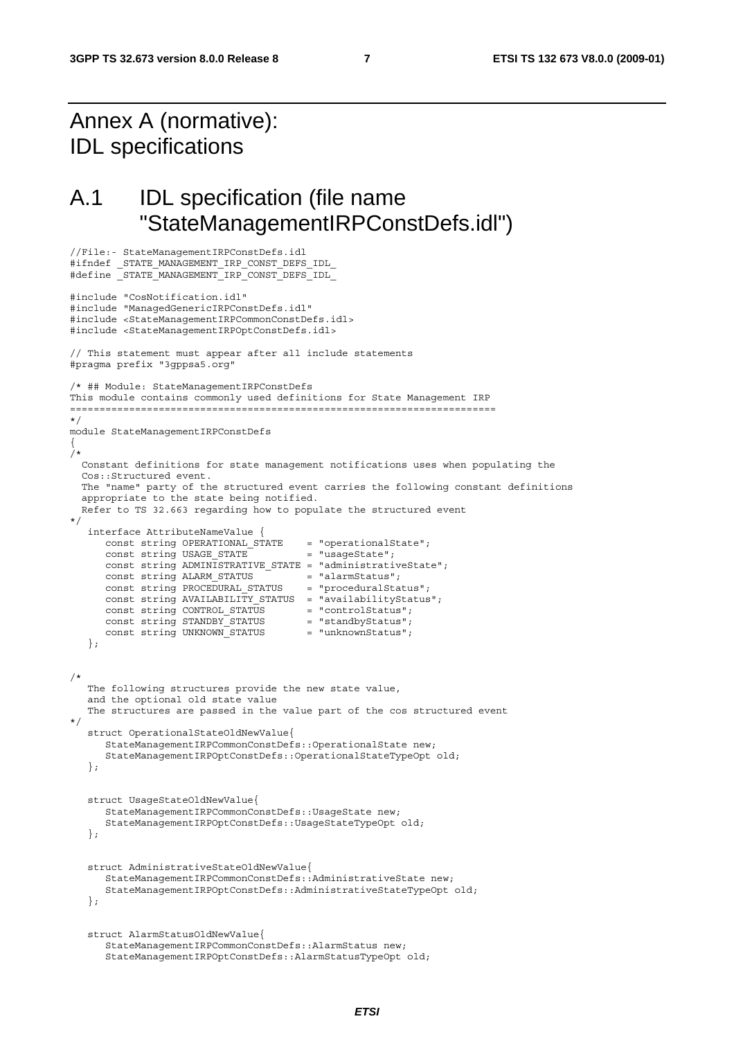# Annex A (normative): IDL specifications

## A.1 IDL specification (file name "StateManagementIRPConstDefs.idl")

```
//File:- StateManagementIRPConstDefs.idl
#ifndef _STATE_MANAGEMENT_IRP_CONST_DEFS_IDL_
#define _STATE_MANAGEMENT_IRP_CONST_DEFS_IDL_

#include "CosNotification.idl"
#include "ManagedGenericIRPConstDefs.idl"
#include <StateManagementIRPCommonConstDefs.idl>
#include <StateManagementIRPOptConstDefs.idl>

// This statement must appear after all include statements
#pragma prefix "3gppsa5.org"

/* ## Module: StateManagementIRPConstDefs
This module contains commonly used definitions for State Management IRP
=======================================================================
*/
module StateManagementIRPConstDefs
{
/*
  Constant definitions for state management notifications uses when populating the
  Cos::Structured event.
  The "name" party of the structured event carries the following constant definitions
  appropriate to the state being notified.
  Refer to TS 32.663 regarding how to populate the structured event
*/
   interface AttributeNameValue {
      const string OPERATIONAL_STATE    = "operationalState";
      const string USAGE_STATE          = "usageState";
      const string ADMINISTRATIVE_STATE = "administrativeState";
      const string ALARM_STATUS         = "alarmStatus";
      const string PROCEDURAL_STATUS    = "proceduralStatus";
      const string AVAILABILITY_STATUS  = "availabilityStatus";
      const string CONTROL_STATUS       = "controlStatus";
      const string STANDBY_STATUS       = "standbyStatus";
      const string UNKNOWN_STATUS       = "unknownStatus";
   };


/*
   The following structures provide the new state value,
   and the optional old state value
   The structures are passed in the value part of the cos structured event
*/
   struct OperationalStateOldNewValue{
      StateManagementIRPCommonConstDefs::OperationalState new;
      StateManagementIRPOptConstDefs::OperationalStateTypeOpt old;
   };


   struct UsageStateOldNewValue{
      StateManagementIRPCommonConstDefs::UsageState new;
      StateManagementIRPOptConstDefs::UsageStateTypeOpt old;
   };


   struct AdministrativeStateOldNewValue{
      StateManagementIRPCommonConstDefs::AdministrativeState new;
      StateManagementIRPOptConstDefs::AdministrativeStateTypeOpt old;
   };


   struct AlarmStatusOldNewValue{
      StateManagementIRPCommonConstDefs::AlarmStatus new;
      StateManagementIRPOptConstDefs::AlarmStatusTypeOpt old;
```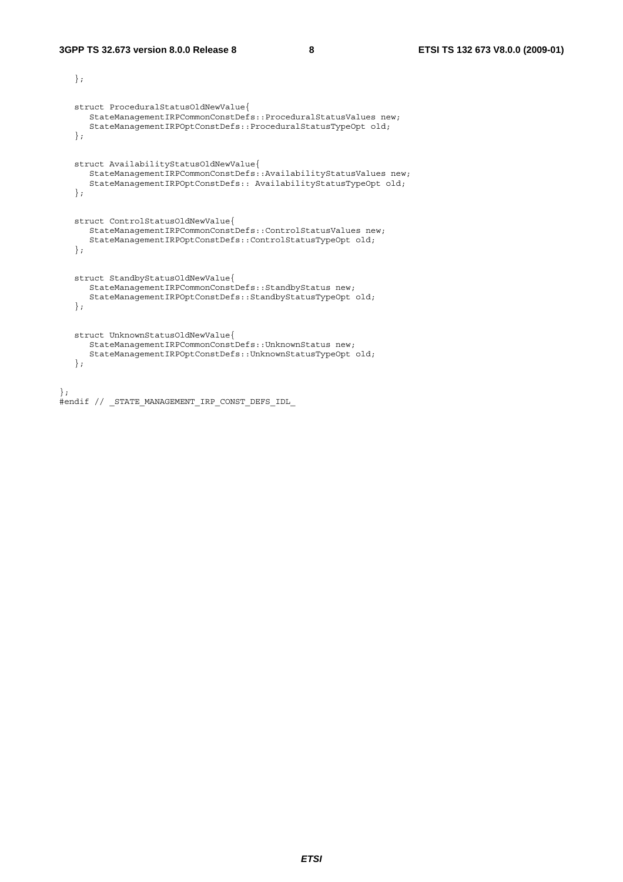```
   };

   struct ProceduralStatusOldNewValue{
      StateManagementIRPCommonConstDefs::ProceduralStatusValues new;
      StateManagementIRPOptConstDefs::ProceduralStatusTypeOpt old;
   };

   struct AvailabilityStatusOldNewValue{
      StateManagementIRPCommonConstDefs::AvailabilityStatusValues new;
      StateManagementIRPOptConstDefs:: AvailabilityStatusTypeOpt old;
   };

   struct ControlStatusOldNewValue{
      StateManagementIRPCommonConstDefs::ControlStatusValues new;
      StateManagementIRPOptConstDefs::ControlStatusTypeOpt old;
   };

   struct StandbyStatusOldNewValue{
      StateManagementIRPCommonConstDefs::StandbyStatus new;
      StateManagementIRPOptConstDefs::StandbyStatusTypeOpt old;
   };

   struct UnknownStatusOldNewValue{
      StateManagementIRPCommonConstDefs::UnknownStatus new;
      StateManagementIRPOptConstDefs::UnknownStatusTypeOpt old;
   };

};
#endif // _STATE_MANAGEMENT_IRP_CONST_DEFS_IDL_
```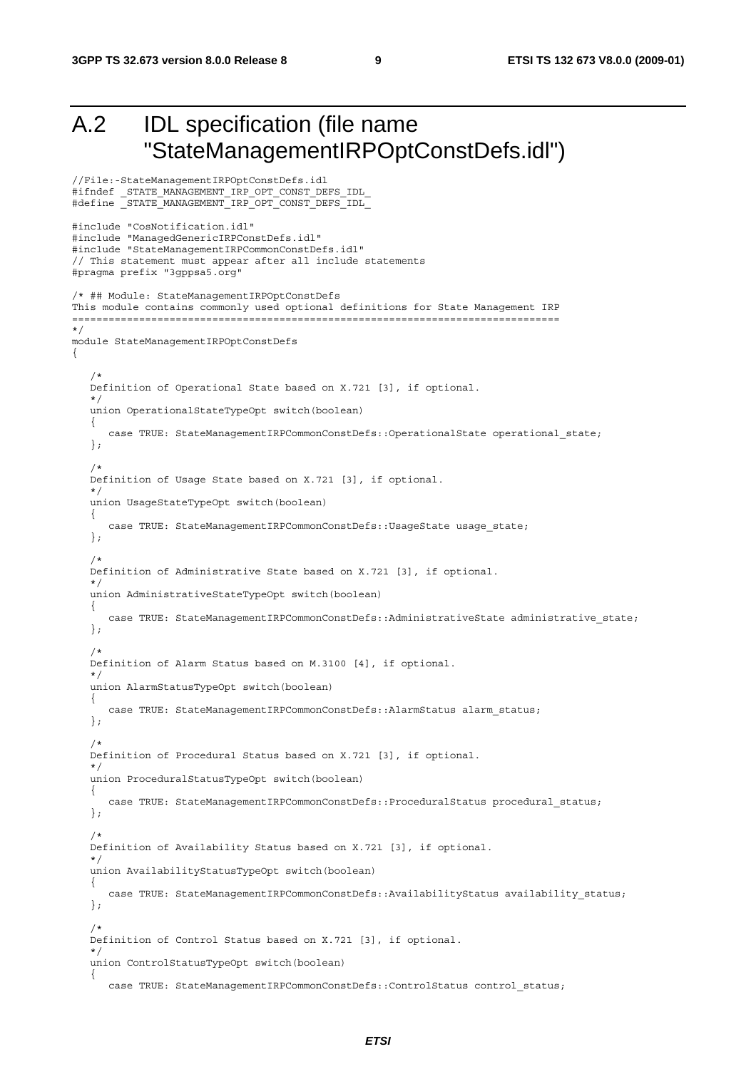# A.2 IDL specification (file name "StateManagementIRPOptConstDefs.idl")

```
//File:-StateManagementIRPOptConstDefs.idl
#ifndef _STATE_MANAGEMENT_IRP_OPT_CONST_DEFS_IDL_
#define _STATE_MANAGEMENT_IRP_OPT_CONST_DEFS_IDL_

#include "CosNotification.idl"
#include "ManagedGenericIRPConstDefs.idl"
#include "StateManagementIRPCommonConstDefs.idl"
// This statement must appear after all include statements
#pragma prefix "3gppsa5.org"

/* ## Module: StateManagementIRPOptConstDefs
This module contains commonly used optional definitions for State Management IRP
==============================================================================
*/
module StateManagementIRPOptConstDefs
{

   /*
   Definition of Operational State based on X.721 [3], if optional.
   */
   union OperationalStateTypeOpt switch(boolean)
   {
      case TRUE: StateManagementIRPCommonConstDefs::OperationalState operational_state;
   };

   /*
   Definition of Usage State based on X.721 [3], if optional.
   */
   union UsageStateTypeOpt switch(boolean)
   {
      case TRUE: StateManagementIRPCommonConstDefs::UsageState usage_state;
   };

   /*
   Definition of Administrative State based on X.721 [3], if optional.
   */
   union AdministrativeStateTypeOpt switch(boolean)
   {
      case TRUE: StateManagementIRPCommonConstDefs::AdministrativeState administrative_state;
   };

   /*
   Definition of Alarm Status based on M.3100 [4], if optional.
   */
   union AlarmStatusTypeOpt switch(boolean)
   {
      case TRUE: StateManagementIRPCommonConstDefs::AlarmStatus alarm_status;
   };

   /*
   Definition of Procedural Status based on X.721 [3], if optional.
   */
   union ProceduralStatusTypeOpt switch(boolean)
   {
      case TRUE: StateManagementIRPCommonConstDefs::ProceduralStatus procedural_status;
   };

   /*
   Definition of Availability Status based on X.721 [3], if optional.
   */
   union AvailabilityStatusTypeOpt switch(boolean)
   {
      case TRUE: StateManagementIRPCommonConstDefs::AvailabilityStatus availability_status;
   };

   /*
   Definition of Control Status based on X.721 [3], if optional.
   */
   union ControlStatusTypeOpt switch(boolean)
   {
      case TRUE: StateManagementIRPCommonConstDefs::ControlStatus control_status;
```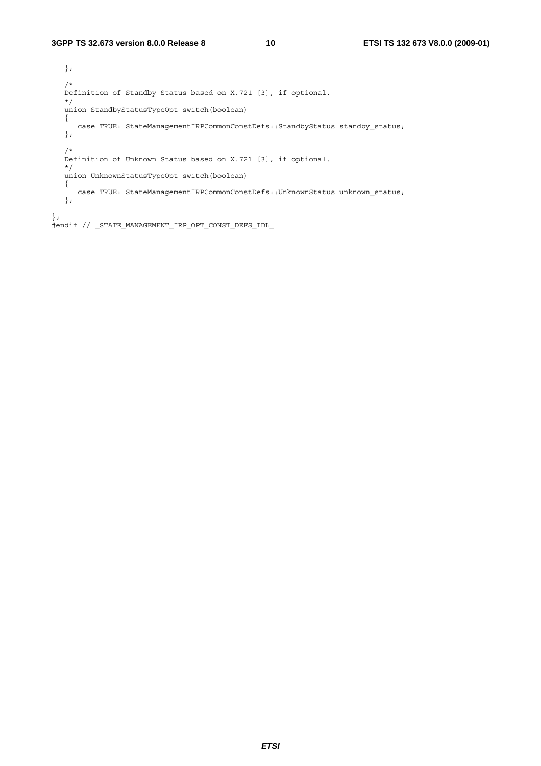```
   };

   /*
   Definition of Standby Status based on X.721 [3], if optional.
   */
   union StandbyStatusTypeOpt switch(boolean)
   {
      case TRUE: StateManagementIRPCommonConstDefs::StandbyStatus standby_status;
   };

   /*
   Definition of Unknown Status based on X.721 [3], if optional.
   */
   union UnknownStatusTypeOpt switch(boolean)
   {
      case TRUE: StateManagementIRPCommonConstDefs::UnknownStatus unknown_status;
   };

};
#endif // _STATE_MANAGEMENT_IRP_OPT_CONST_DEFS_IDL_
```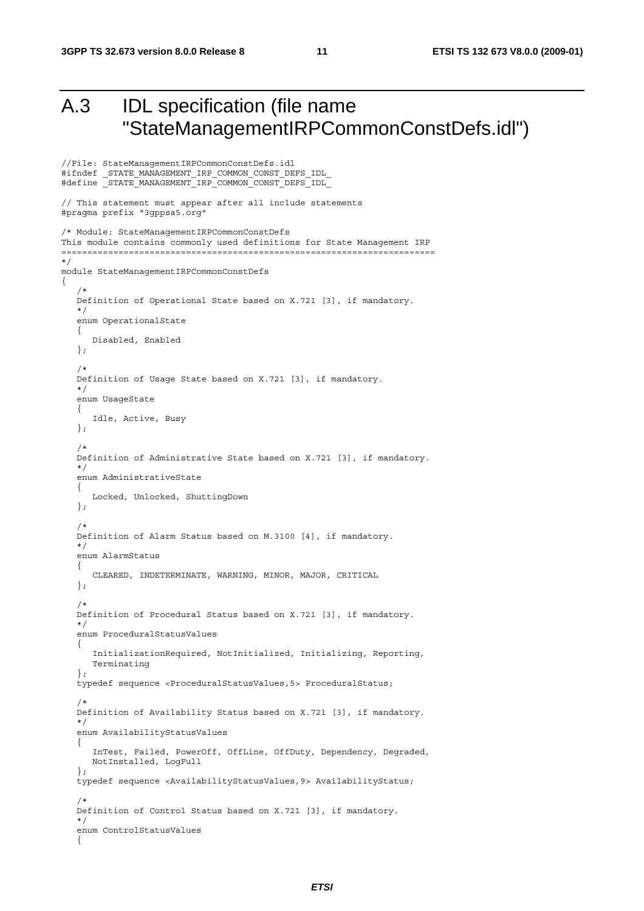# A.3 IDL specification (file name "StateManagementIRPCommonConstDefs.idl")

```
//File: StateManagementIRPCommonConstDefs.idl
#ifndef _STATE_MANAGEMENT_IRP_COMMON_CONST_DEFS_IDL_
#define _STATE_MANAGEMENT_IRP_COMMON_CONST_DEFS_IDL_

// This statement must appear after all include statements
#pragma prefix "3gppsa5.org"

/* Module: StateManagementIRPCommonConstDefs
This module contains commonly used definitions for State Management IRP
=======================================================================
*/
module StateManagementIRPCommonConstDefs
{
   /*
   Definition of Operational State based on X.721 [3], if mandatory.
   */
   enum OperationalState
   {
      Disabled, Enabled
   };

   /*
   Definition of Usage State based on X.721 [3], if mandatory.
   */
   enum UsageState
   {
      Idle, Active, Busy
   };

   /*
   Definition of Administrative State based on X.721 [3], if mandatory.
   */
   enum AdministrativeState
   {
      Locked, Unlocked, ShuttingDown
   };

   /*
   Definition of Alarm Status based on M.3100 [4], if mandatory.
   */
   enum AlarmStatus
   {
      CLEARED, INDETERMINATE, WARNING, MINOR, MAJOR, CRITICAL
   };

   /*
   Definition of Procedural Status based on X.721 [3], if mandatory.
   */
   enum ProceduralStatusValues
   {
      InitializationRequired, NotInitialized, Initializing, Reporting,
      Terminating
   };
   typedef sequence <ProceduralStatusValues,5> ProceduralStatus;

   /*
   Definition of Availability Status based on X.721 [3], if mandatory.
   */
   enum AvailabilityStatusValues
   {
      InTest, Failed, PowerOff, OffLine, OffDuty, Dependency, Degraded,
      NotInstalled, LogFull
   };
   typedef sequence <AvailabilityStatusValues,9> AvailabilityStatus;

   /*
   Definition of Control Status based on X.721 [3], if mandatory.
   */
   enum ControlStatusValues
   {
```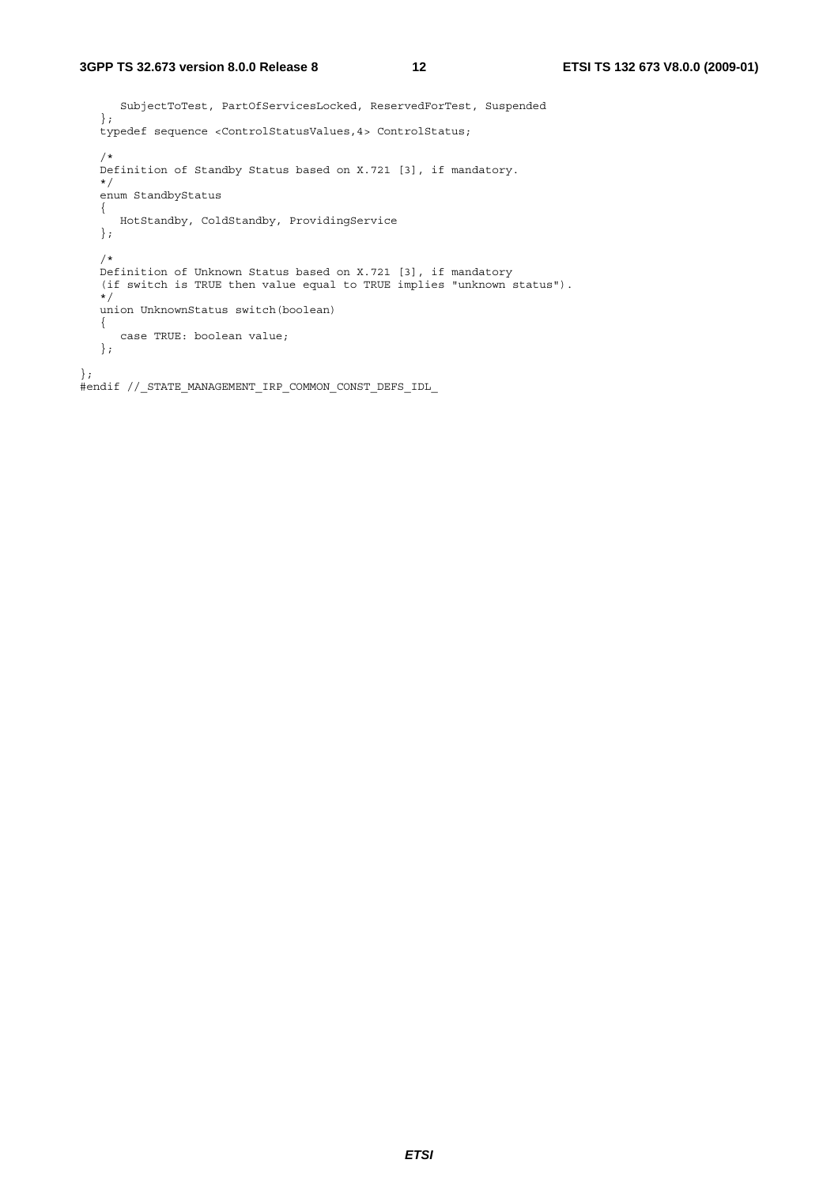```
      SubjectToTest, PartOfServicesLocked, ReservedForTest, Suspended
   };
   typedef sequence <ControlStatusValues,4> ControlStatus;

   /*
   Definition of Standby Status based on X.721 [3], if mandatory.
   */
   enum StandbyStatus
   {
      HotStandby, ColdStandby, ProvidingService
   };

   /*
   Definition of Unknown Status based on X.721 [3], if mandatory
   (if switch is TRUE then value equal to TRUE implies "unknown status").
   */
   union UnknownStatus switch(boolean)
   {
      case TRUE: boolean value;
   };

};
#endif //_STATE_MANAGEMENT_IRP_COMMON_CONST_DEFS_IDL_
```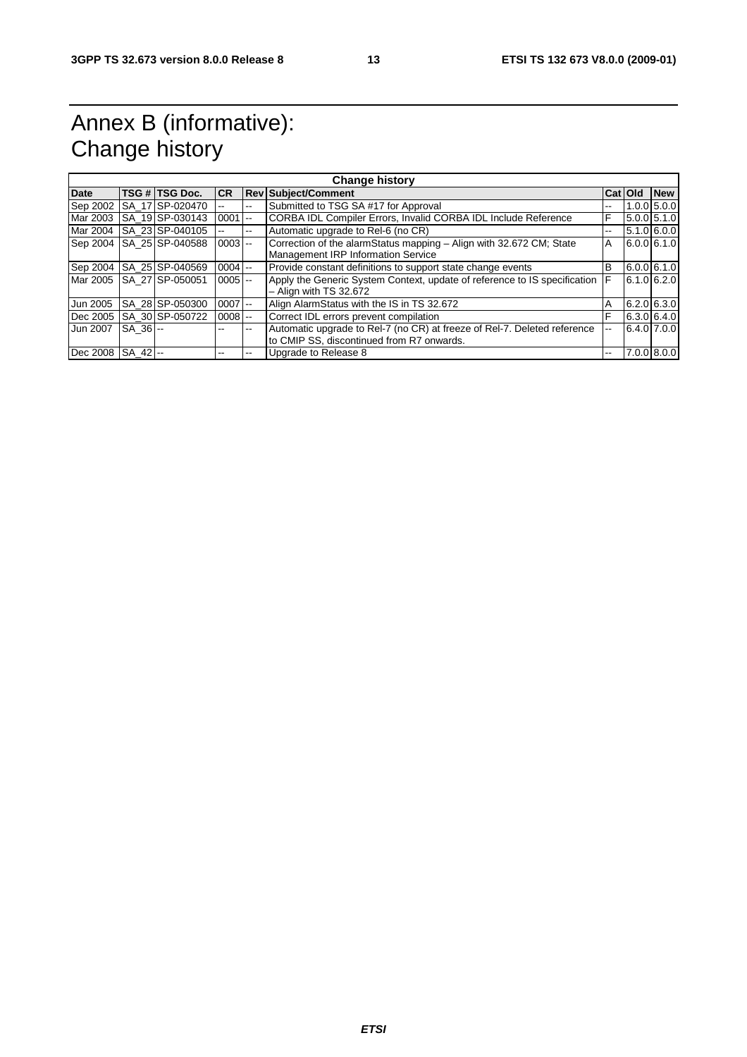# Annex B (informative): Change history

| Change history | | | | | | | | |
|---|---|---|---|---|---|---|---|---|
| **Date** | **TSG #** | **TSG Doc.** | **CR** | **Rev** | **Subject/Comment** | **Cat** | **Old** | **New** |
| Sep 2002 | SA_17 | SP-020470 | -- | -- | Submitted to TSG SA #17 for Approval | -- | 1.0.0 | 5.0.0 |
| Mar 2003 | SA_19 | SP-030143 | 0001 | -- | CORBA IDL Compiler Errors, Invalid CORBA IDL Include Reference | F | 5.0.0 | 5.1.0 |
| Mar 2004 | SA_23 | SP-040105 | -- | -- | Automatic upgrade to Rel-6 (no CR) | -- | 5.1.0 | 6.0.0 |
| Sep 2004 | SA_25 | SP-040588 | 0003 | -- | Correction of the alarmStatus mapping – Align with 32.672 CM; State Management IRP Information Service | A | 6.0.0 | 6.1.0 |
| Sep 2004 | SA_25 | SP-040569 | 0004 | -- | Provide constant definitions to support state change events | B | 6.0.0 | 6.1.0 |
| Mar 2005 | SA_27 | SP-050051 | 0005 | -- | Apply the Generic System Context, update of reference to IS specification – Align with TS 32.672 | F | 6.1.0 | 6.2.0 |
| Jun 2005 | SA_28 | SP-050300 | 0007 | -- | Align AlarmStatus with the IS in TS 32.672 | A | 6.2.0 | 6.3.0 |
| Dec 2005 | SA_30 | SP-050722 | 0008 | -- | Correct IDL errors prevent compilation | F | 6.3.0 | 6.4.0 |
| Jun 2007 | SA_36 | -- | -- | -- | Automatic upgrade to Rel-7 (no CR) at freeze of Rel-7. Deleted reference to CMIP SS, discontinued from R7 onwards. | -- | 6.4.0 | 7.0.0 |
| Dec 2008 | SA_42 | -- | -- | -- | Upgrade to Release 8 | -- | 7.0.0 | 8.0.0 |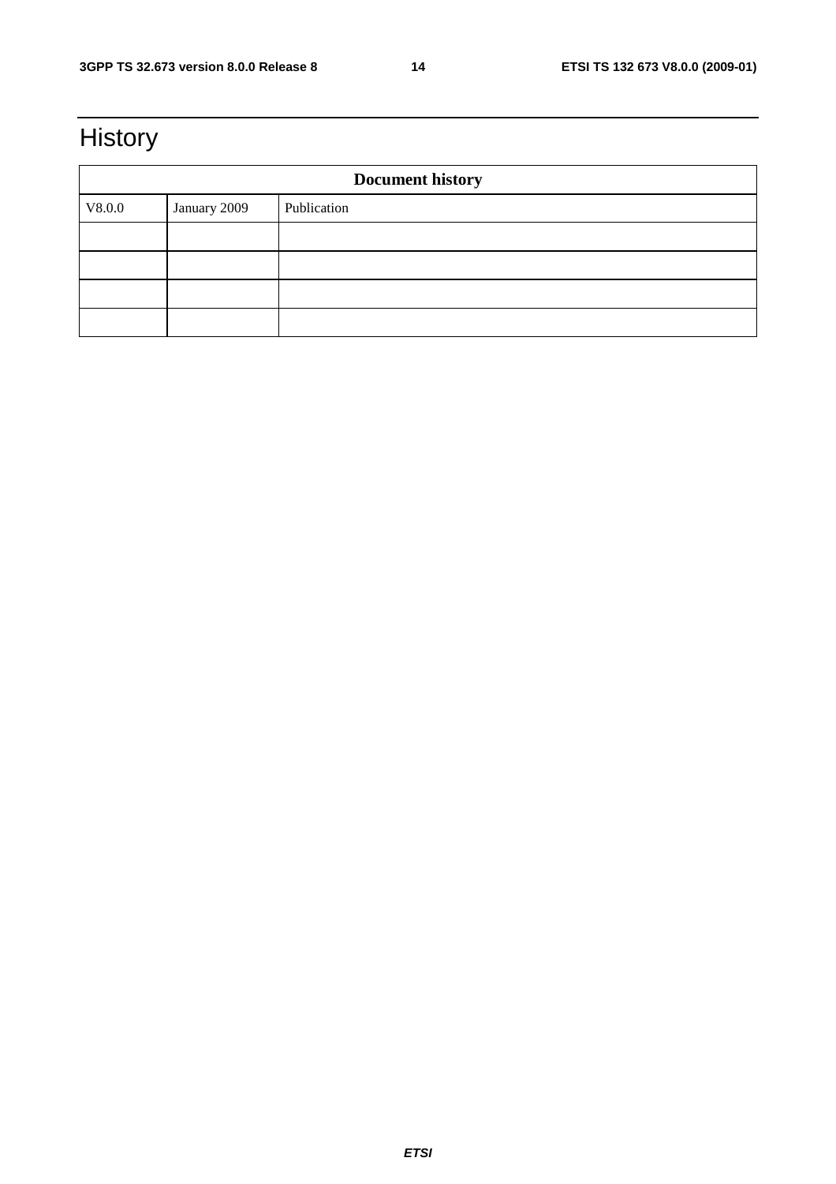# History

| Document history | | |
|---|---|---|
| V8.0.0 | January 2009 | Publication |
| | | |
| | | |
| | | |
| | | |